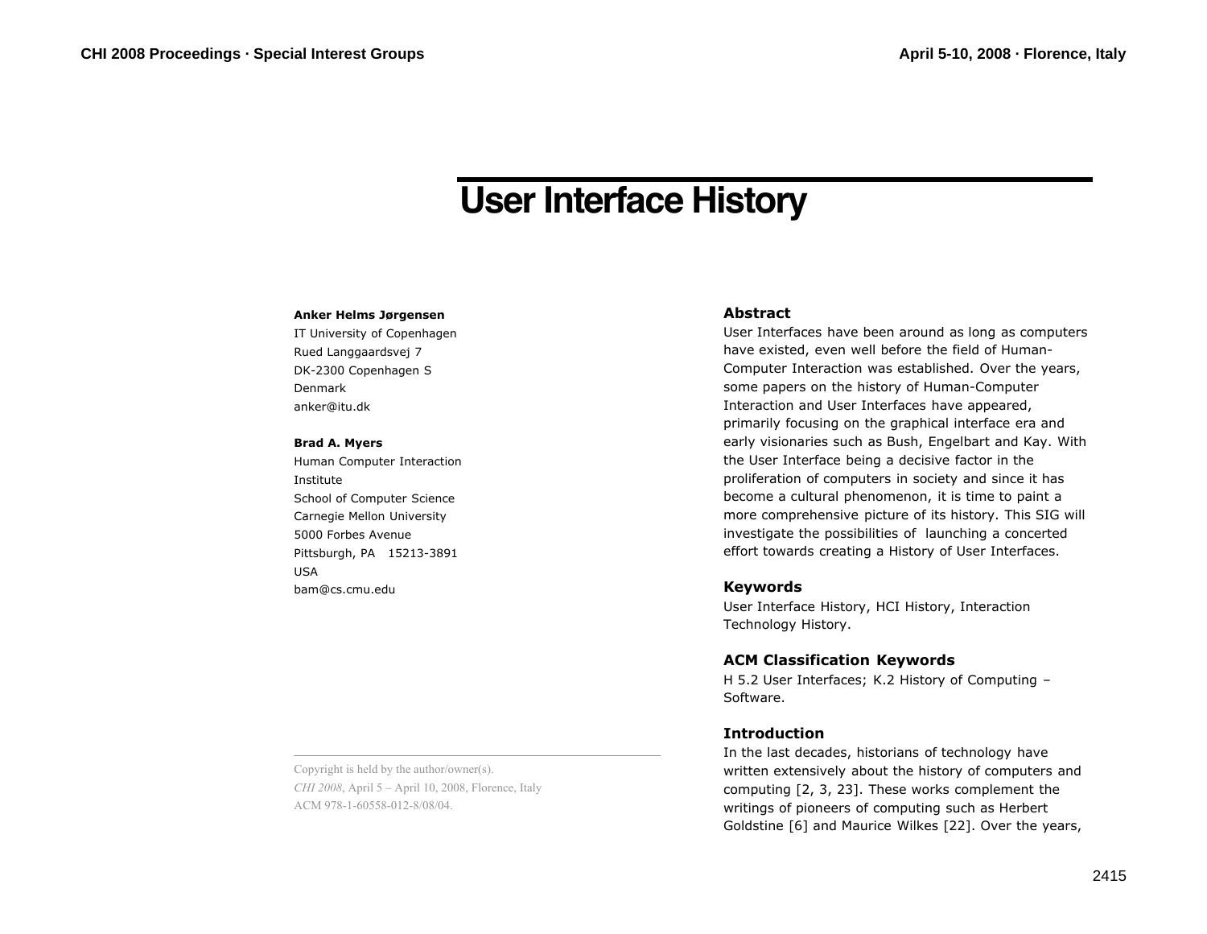# User Interface History

**Anker Helms Jørgensen**
IT University of Copenhagen
Rued Langgaardsvej 7
DK-2300 Copenhagen S
Denmark
anker@itu.dk

**Brad A. Myers**
Human Computer Interaction Institute
School of Computer Science
Carnegie Mellon University
5000 Forbes Avenue
Pittsburgh, PA 15213-3891
USA
bam@cs.cmu.edu

Copyright is held by the author/owner(s).
*CHI 2008*, April 5 – April 10, 2008, Florence, Italy
ACM 978-1-60558-012-8/08/04.

## Abstract

User Interfaces have been around as long as computers have existed, even well before the field of Human-Computer Interaction was established. Over the years, some papers on the history of Human-Computer Interaction and User Interfaces have appeared, primarily focusing on the graphical interface era and early visionaries such as Bush, Engelbart and Kay. With the User Interface being a decisive factor in the proliferation of computers in society and since it has become a cultural phenomenon, it is time to paint a more comprehensive picture of its history. This SIG will investigate the possibilities of launching a concerted effort towards creating a History of User Interfaces.

## Keywords

User Interface History, HCI History, Interaction Technology History.

## ACM Classification Keywords

H 5.2 User Interfaces; K.2 History of Computing – Software.

## Introduction

In the last decades, historians of technology have written extensively about the history of computers and computing [2, 3, 23]. These works complement the writings of pioneers of computing such as Herbert Goldstine [6] and Maurice Wilkes [22]. Over the years,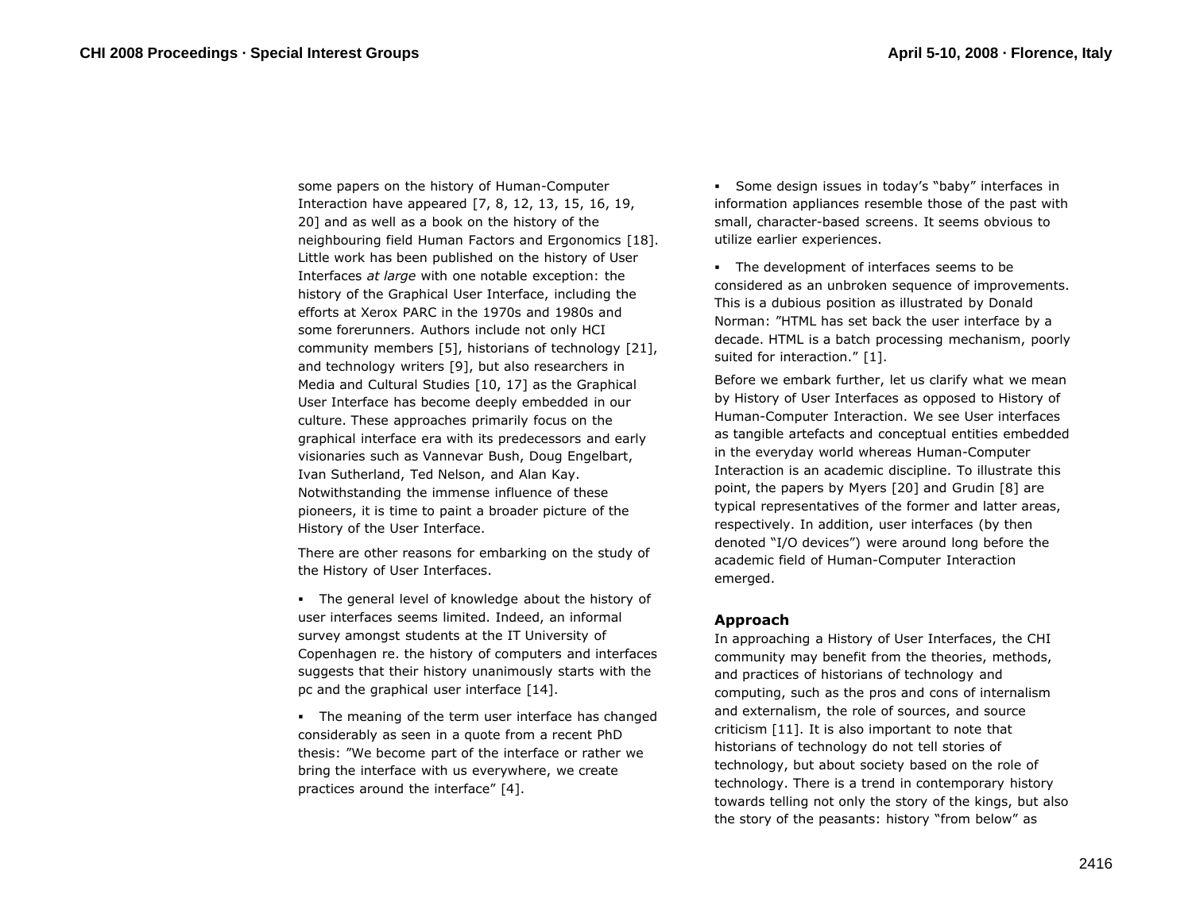some papers on the history of Human-Computer Interaction have appeared [7, 8, 12, 13, 15, 16, 19, 20] and as well as a book on the history of the neighbouring field Human Factors and Ergonomics [18]. Little work has been published on the history of User Interfaces *at large* with one notable exception: the history of the Graphical User Interface, including the efforts at Xerox PARC in the 1970s and 1980s and some forerunners. Authors include not only HCI community members [5], historians of technology [21], and technology writers [9], but also researchers in Media and Cultural Studies [10, 17] as the Graphical User Interface has become deeply embedded in our culture. These approaches primarily focus on the graphical interface era with its predecessors and early visionaries such as Vannevar Bush, Doug Engelbart, Ivan Sutherland, Ted Nelson, and Alan Kay. Notwithstanding the immense influence of these pioneers, it is time to paint a broader picture of the History of the User Interface.

There are other reasons for embarking on the study of the History of User Interfaces.

- The general level of knowledge about the history of user interfaces seems limited. Indeed, an informal survey amongst students at the IT University of Copenhagen re. the history of computers and interfaces suggests that their history unanimously starts with the pc and the graphical user interface [14].
- The meaning of the term user interface has changed considerably as seen in a quote from a recent PhD thesis: ”We become part of the interface or rather we bring the interface with us everywhere, we create practices around the interface” [4].
- Some design issues in today's “baby” interfaces in information appliances resemble those of the past with small, character-based screens. It seems obvious to utilize earlier experiences.
- The development of interfaces seems to be considered as an unbroken sequence of improvements. This is a dubious position as illustrated by Donald Norman: ”HTML has set back the user interface by a decade. HTML is a batch processing mechanism, poorly suited for interaction.” [1].

Before we embark further, let us clarify what we mean by History of User Interfaces as opposed to History of Human-Computer Interaction. We see User interfaces as tangible artefacts and conceptual entities embedded in the everyday world whereas Human-Computer Interaction is an academic discipline. To illustrate this point, the papers by Myers [20] and Grudin [8] are typical representatives of the former and latter areas, respectively. In addition, user interfaces (by then denoted “I/O devices”) were around long before the academic field of Human-Computer Interaction emerged.

## Approach

In approaching a History of User Interfaces, the CHI community may benefit from the theories, methods, and practices of historians of technology and computing, such as the pros and cons of internalism and externalism, the role of sources, and source criticism [11]. It is also important to note that historians of technology do not tell stories of technology, but about society based on the role of technology. There is a trend in contemporary history towards telling not only the story of the kings, but also the story of the peasants: history “from below” as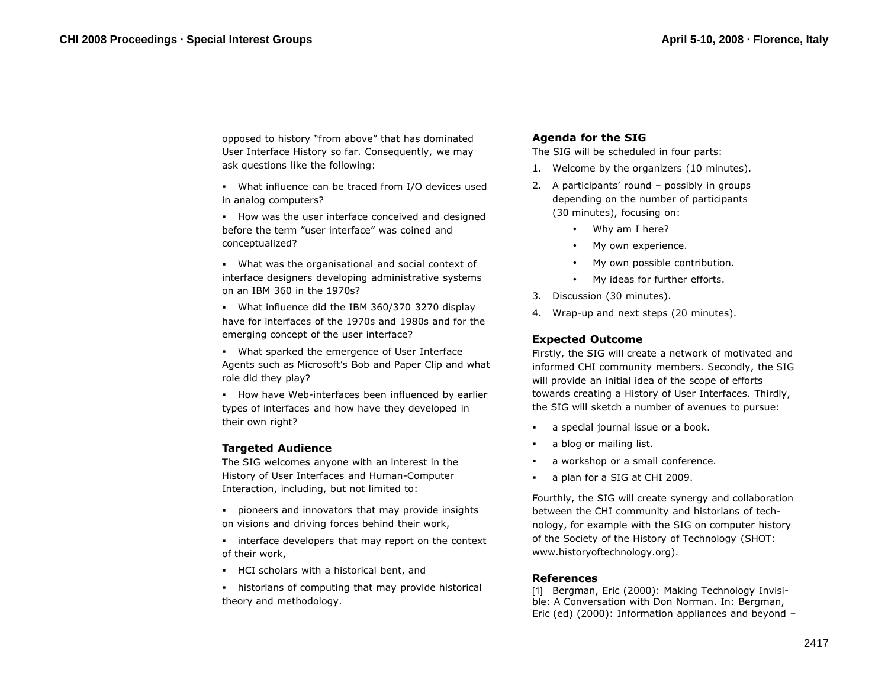opposed to history "from above" that has dominated User Interface History so far. Consequently, we may ask questions like the following:

- What influence can be traced from I/O devices used in analog computers?
- How was the user interface conceived and designed before the term "user interface" was coined and conceptualized?
- What was the organisational and social context of interface designers developing administrative systems on an IBM 360 in the 1970s?
- What influence did the IBM 360/370 3270 display have for interfaces of the 1970s and 1980s and for the emerging concept of the user interface?
- What sparked the emergence of User Interface Agents such as Microsoft's Bob and Paper Clip and what role did they play?
- How have Web-interfaces been influenced by earlier types of interfaces and how have they developed in their own right?

## Targeted Audience

The SIG welcomes anyone with an interest in the History of User Interfaces and Human-Computer Interaction, including, but not limited to:

- pioneers and innovators that may provide insights on visions and driving forces behind their work,
- interface developers that may report on the context of their work,
- HCI scholars with a historical bent, and
- historians of computing that may provide historical theory and methodology.

## Agenda for the SIG

The SIG will be scheduled in four parts:

1. Welcome by the organizers (10 minutes).
2. A participants' round – possibly in groups depending on the number of participants (30 minutes), focusing on:
   - Why am I here?
   - My own experience.
   - My own possible contribution.
   - My ideas for further efforts.
3. Discussion (30 minutes).
4. Wrap-up and next steps (20 minutes).

## Expected Outcome

Firstly, the SIG will create a network of motivated and informed CHI community members. Secondly, the SIG will provide an initial idea of the scope of efforts towards creating a History of User Interfaces. Thirdly, the SIG will sketch a number of avenues to pursue:

- a special journal issue or a book.
- a blog or mailing list.
- a workshop or a small conference.
- a plan for a SIG at CHI 2009.

Fourthly, the SIG will create synergy and collaboration between the CHI community and historians of technology, for example with the SIG on computer history of the Society of the History of Technology (SHOT: www.historyoftechnology.org).

## References

[1] Bergman, Eric (2000): Making Technology Invisible: A Conversation with Don Norman. In: Bergman, Eric (ed) (2000): Information appliances and beyond –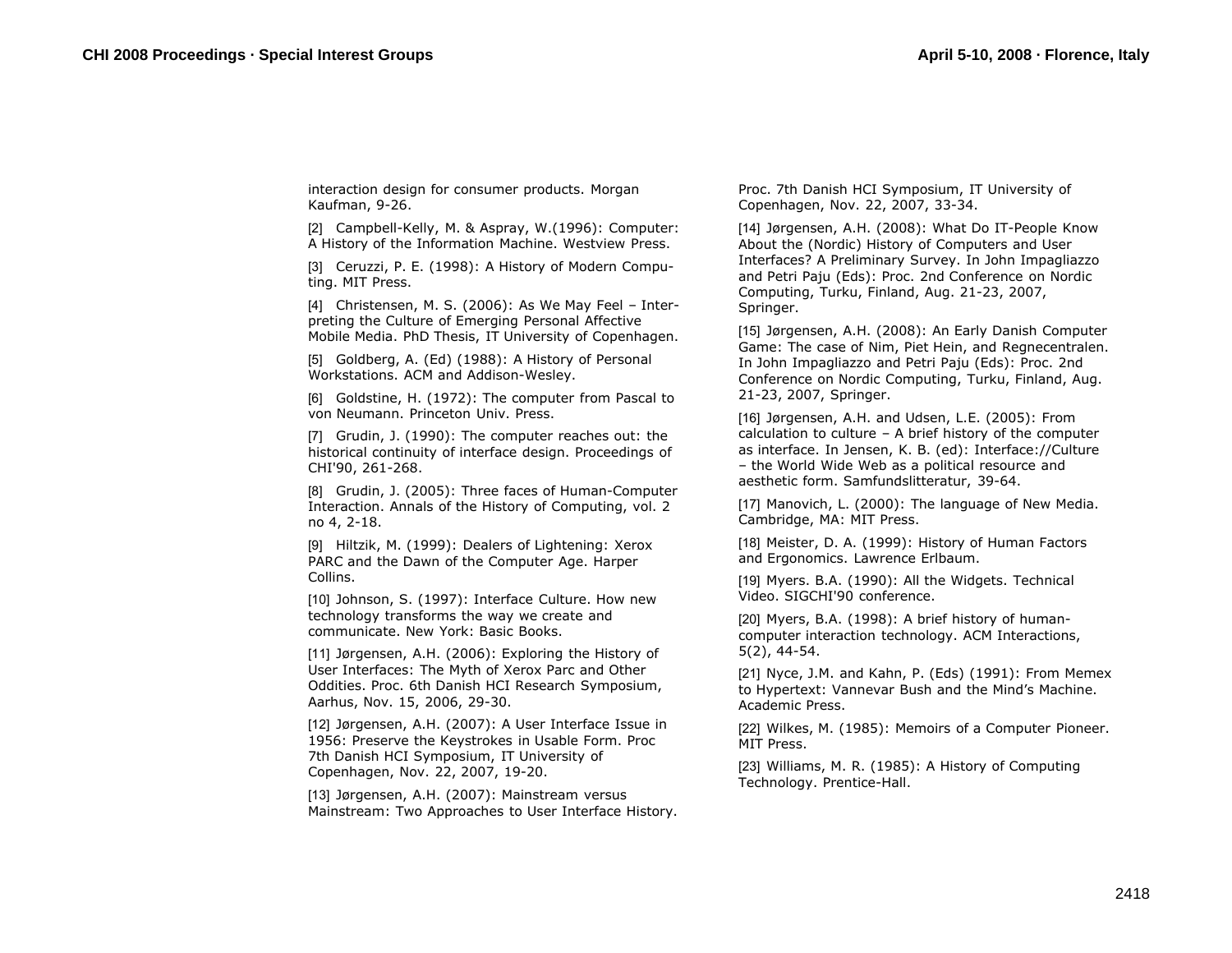interaction design for consumer products. Morgan Kaufman, 9-26.

[2] Campbell-Kelly, M. & Aspray, W.(1996): Computer: A History of the Information Machine. Westview Press.

[3] Ceruzzi, P. E. (1998): A History of Modern Computing. MIT Press.

[4] Christensen, M. S. (2006): As We May Feel – Interpreting the Culture of Emerging Personal Affective Mobile Media. PhD Thesis, IT University of Copenhagen.

[5] Goldberg, A. (Ed) (1988): A History of Personal Workstations. ACM and Addison-Wesley.

[6] Goldstine, H. (1972): The computer from Pascal to von Neumann. Princeton Univ. Press.

[7] Grudin, J. (1990): The computer reaches out: the historical continuity of interface design. Proceedings of CHI'90, 261-268.

[8] Grudin, J. (2005): Three faces of Human-Computer Interaction. Annals of the History of Computing, vol. 2 no 4, 2-18.

[9] Hiltzik, M. (1999): Dealers of Lightening: Xerox PARC and the Dawn of the Computer Age. Harper Collins.

[10] Johnson, S. (1997): Interface Culture. How new technology transforms the way we create and communicate. New York: Basic Books.

[11] Jørgensen, A.H. (2006): Exploring the History of User Interfaces: The Myth of Xerox Parc and Other Oddities. Proc. 6th Danish HCI Research Symposium, Aarhus, Nov. 15, 2006, 29-30.

[12] Jørgensen, A.H. (2007): A User Interface Issue in 1956: Preserve the Keystrokes in Usable Form. Proc 7th Danish HCI Symposium, IT University of Copenhagen, Nov. 22, 2007, 19-20.

[13] Jørgensen, A.H. (2007): Mainstream versus Mainstream: Two Approaches to User Interface History. Proc. 7th Danish HCI Symposium, IT University of Copenhagen, Nov. 22, 2007, 33-34.

[14] Jørgensen, A.H. (2008): What Do IT-People Know About the (Nordic) History of Computers and User Interfaces? A Preliminary Survey. In John Impagliazzo and Petri Paju (Eds): Proc. 2nd Conference on Nordic Computing, Turku, Finland, Aug. 21-23, 2007, Springer.

[15] Jørgensen, A.H. (2008): An Early Danish Computer Game: The case of Nim, Piet Hein, and Regnecentralen. In John Impagliazzo and Petri Paju (Eds): Proc. 2nd Conference on Nordic Computing, Turku, Finland, Aug. 21-23, 2007, Springer.

[16] Jørgensen, A.H. and Udsen, L.E. (2005): From calculation to culture – A brief history of the computer as interface. In Jensen, K. B. (ed): Interface://Culture – the World Wide Web as a political resource and aesthetic form. Samfundslitteratur, 39-64.

[17] Manovich, L. (2000): The language of New Media. Cambridge, MA: MIT Press.

[18] Meister, D. A. (1999): History of Human Factors and Ergonomics. Lawrence Erlbaum.

[19] Myers. B.A. (1990): All the Widgets. Technical Video. SIGCHI'90 conference.

[20] Myers, B.A. (1998): A brief history of human-computer interaction technology. ACM Interactions, 5(2), 44-54.

[21] Nyce, J.M. and Kahn, P. (Eds) (1991): From Memex to Hypertext: Vannevar Bush and the Mind's Machine. Academic Press.

[22] Wilkes, M. (1985): Memoirs of a Computer Pioneer. MIT Press.

[23] Williams, M. R. (1985): A History of Computing Technology. Prentice-Hall.